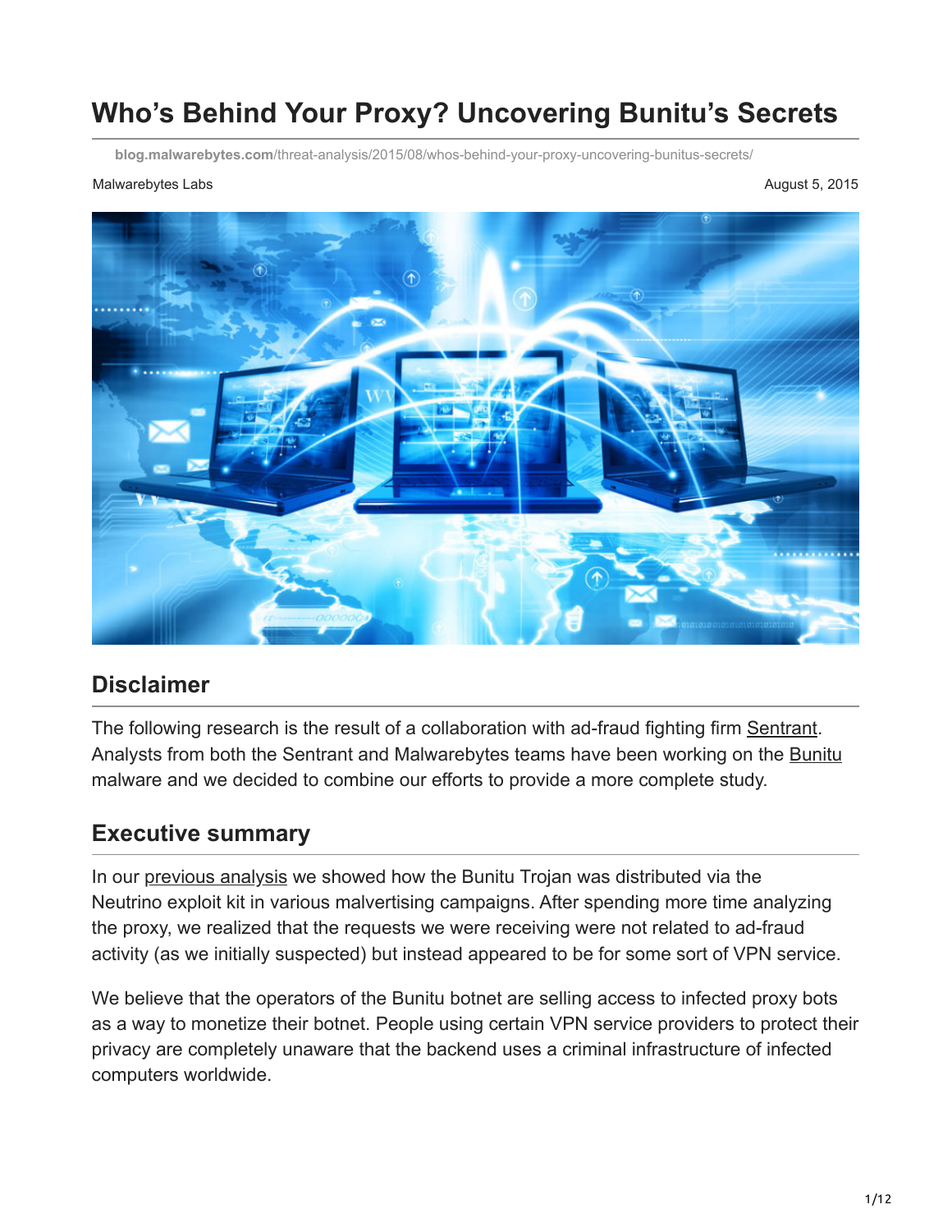# Who's Behind Your Proxy? Uncovering Bunitu's Secrets

blog.malwarebytes.com/threat-analysis/2015/08/whos-behind-your-proxy-uncovering-bunitus-secrets/

Malwarebytes Labs

August 5, 2015

## Disclaimer

The following research is the result of a collaboration with ad-fraud fighting firm Sentrant. Analysts from both the Sentrant and Malwarebytes teams have been working on the Bunitu malware and we decided to combine our efforts to provide a more complete study.

## Executive summary

In our previous analysis we showed how the Bunitu Trojan was distributed via the Neutrino exploit kit in various malvertising campaigns. After spending more time analyzing the proxy, we realized that the requests we were receiving were not related to ad-fraud activity (as we initially suspected) but instead appeared to be for some sort of VPN service.

We believe that the operators of the Bunitu botnet are selling access to infected proxy bots as a way to monetize their botnet. People using certain VPN service providers to protect their privacy are completely unaware that the backend uses a criminal infrastructure of infected computers worldwide.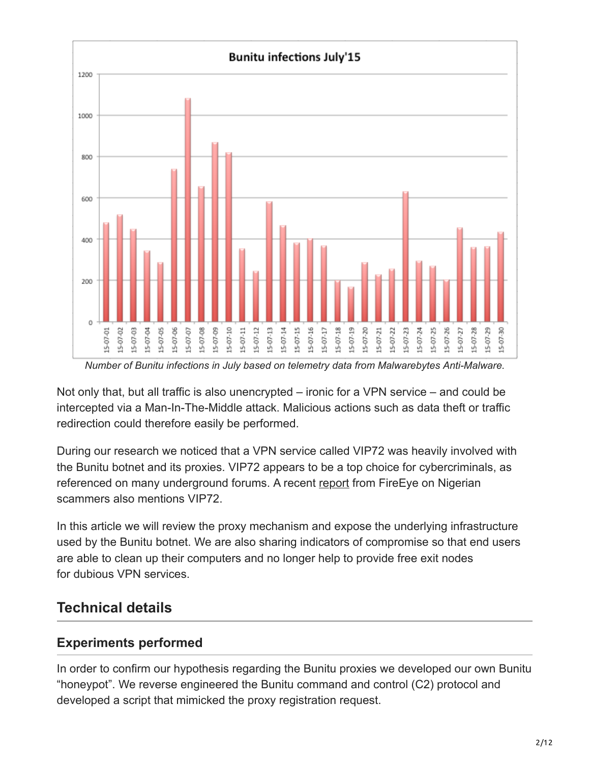*Number of Bunitu infections in July based on telemetry data from Malwarebytes Anti-Malware.*

Not only that, but all traffic is also unencrypted – ironic for a VPN service – and could be intercepted via a Man-In-The-Middle attack. Malicious actions such as data theft or traffic redirection could therefore easily be performed.

During our research we noticed that a VPN service called VIP72 was heavily involved with the Bunitu botnet and its proxies. VIP72 appears to be a top choice for cybercriminals, as referenced on many underground forums. A recent report from FireEye on Nigerian scammers also mentions VIP72.

In this article we will review the proxy mechanism and expose the underlying infrastructure used by the Bunitu botnet. We are also sharing indicators of compromise so that end users are able to clean up their computers and no longer help to provide free exit nodes for dubious VPN services.

## Technical details

### Experiments performed

In order to confirm our hypothesis regarding the Bunitu proxies we developed our own Bunitu "honeypot". We reverse engineered the Bunitu command and control (C2) protocol and developed a script that mimicked the proxy registration request.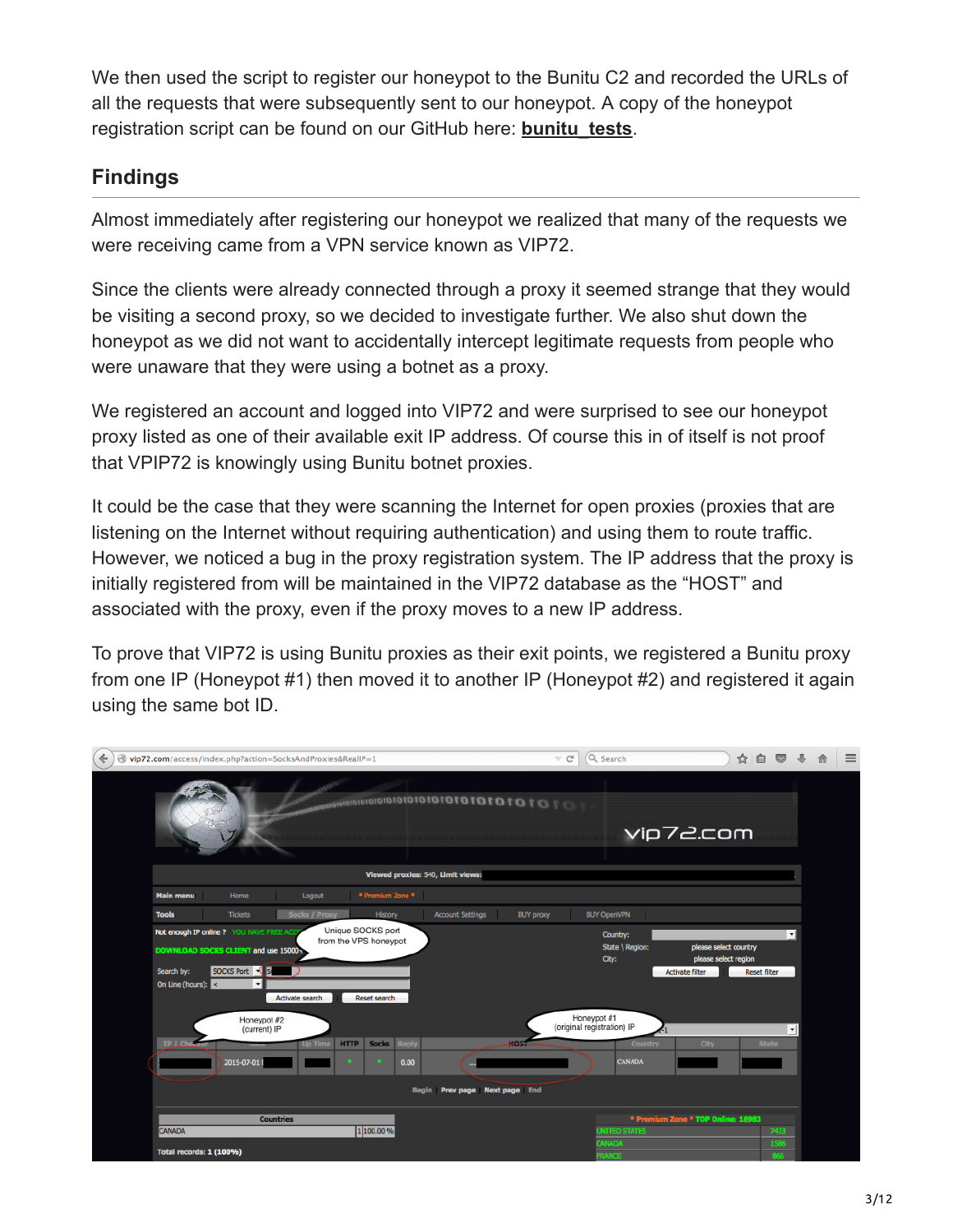We then used the script to register our honeypot to the Bunitu C2 and recorded the URLs of all the requests that were subsequently sent to our honeypot. A copy of the honeypot registration script can be found on our GitHub here: **bunitu_tests**.

## Findings

Almost immediately after registering our honeypot we realized that many of the requests we were receiving came from a VPN service known as VIP72.

Since the clients were already connected through a proxy it seemed strange that they would be visiting a second proxy, so we decided to investigate further. We also shut down the honeypot as we did not want to accidentally intercept legitimate requests from people who were unaware that they were using a botnet as a proxy.

We registered an account and logged into VIP72 and were surprised to see our honeypot proxy listed as one of their available exit IP address. Of course this in of itself is not proof that VPIP72 is knowingly using Bunitu botnet proxies.

It could be the case that they were scanning the Internet for open proxies (proxies that are listening on the Internet without requiring authentication) and using them to route traffic. However, we noticed a bug in the proxy registration system. The IP address that the proxy is initially registered from will be maintained in the VIP72 database as the "HOST" and associated with the proxy, even if the proxy moves to a new IP address.

To prove that VIP72 is using Bunitu proxies as their exit points, we registered a Bunitu proxy from one IP (Honeypot #1) then moved it to another IP (Honeypot #2) and registered it again using the same bot ID.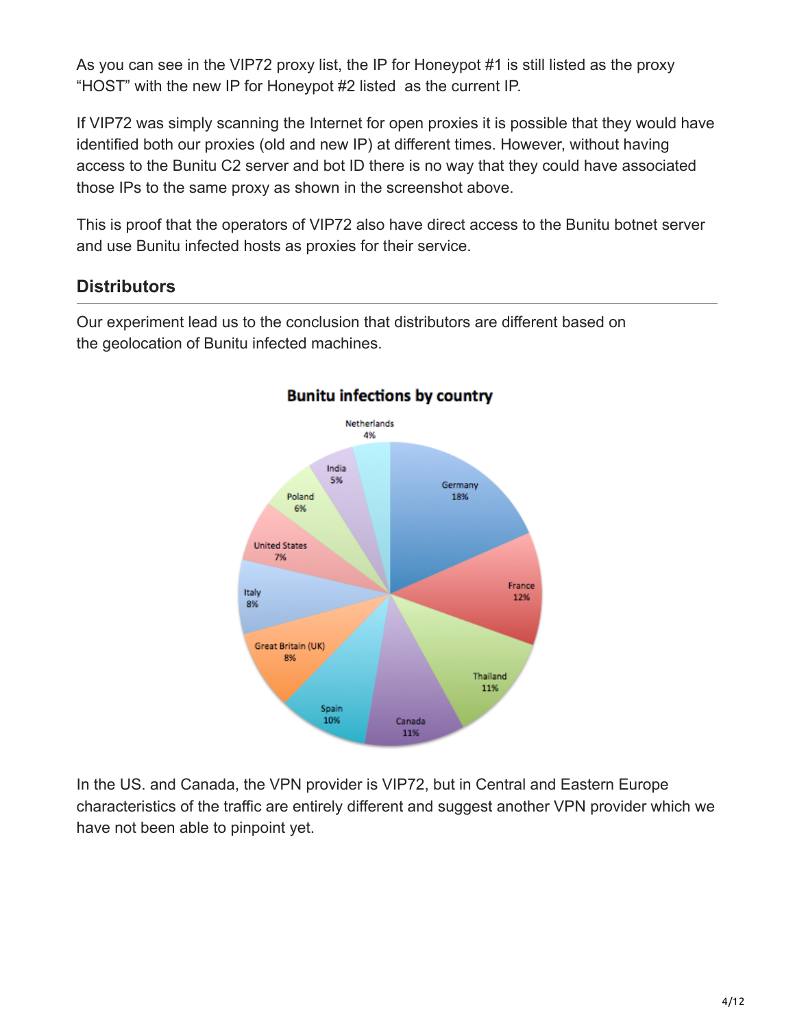As you can see in the VIP72 proxy list, the IP for Honeypot #1 is still listed as the proxy "HOST" with the new IP for Honeypot #2 listed as the current IP.

If VIP72 was simply scanning the Internet for open proxies it is possible that they would have identified both our proxies (old and new IP) at different times. However, without having access to the Bunitu C2 server and bot ID there is no way that they could have associated those IPs to the same proxy as shown in the screenshot above.

This is proof that the operators of VIP72 also have direct access to the Bunitu botnet server and use Bunitu infected hosts as proxies for their service.

## Distributors

Our experiment lead us to the conclusion that distributors are different based on the geolocation of Bunitu infected machines.

**Bunitu infections by country**

In the US. and Canada, the VPN provider is VIP72, but in Central and Eastern Europe characteristics of the traffic are entirely different and suggest another VPN provider which we have not been able to pinpoint yet.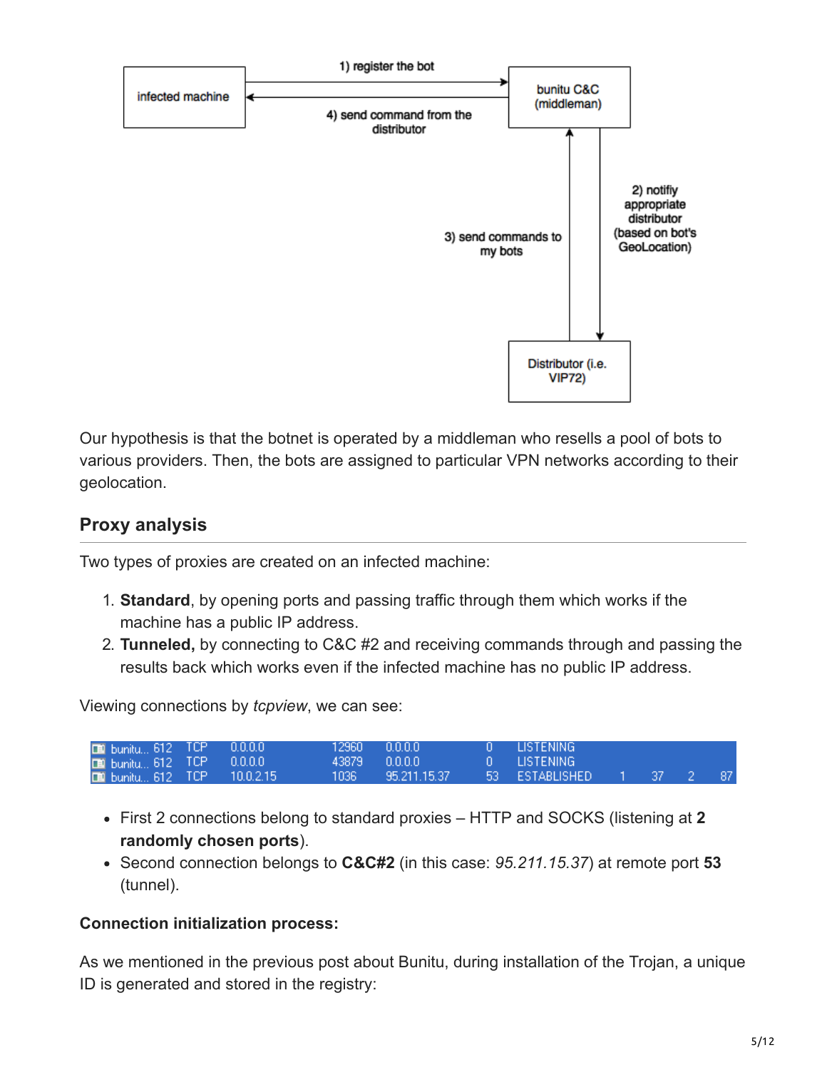Our hypothesis is that the botnet is operated by a middleman who resells a pool of bots to various providers. Then, the bots are assigned to particular VPN networks according to their geolocation.

## Proxy analysis

Two types of proxies are created on an infected machine:

1. **Standard**, by opening ports and passing traffic through them which works if the machine has a public IP address.
2. **Tunneled,** by connecting to C&C #2 and receiving commands through and passing the results back which works even if the infected machine has no public IP address.

Viewing connections by *tcpview*, we can see:

| | | | | | | | | | | | |
|---|---|---|---|---|---|---|---|---|---|---|---|
| bunitu... | 612 | TCP | 0.0.0.0 | 12960 | 0.0.0.0 | 0 | LISTENING | | | | |
| bunitu... | 612 | TCP | 0.0.0.0 | 43879 | 0.0.0.0 | 0 | LISTENING | | | | |
| bunitu... | 612 | TCP | 10.0.2.15 | 1036 | 95.211.15.37 | 53 | ESTABLISHED | 1 | 37 | 2 | 87 |

- First 2 connections belong to standard proxies – HTTP and SOCKS (listening at **2 randomly chosen ports**).
- Second connection belongs to **C&C#2** (in this case: *95.211.15.37*) at remote port **53** (tunnel).

**Connection initialization process:**

As we mentioned in the previous post about Bunitu, during installation of the Trojan, a unique ID is generated and stored in the registry: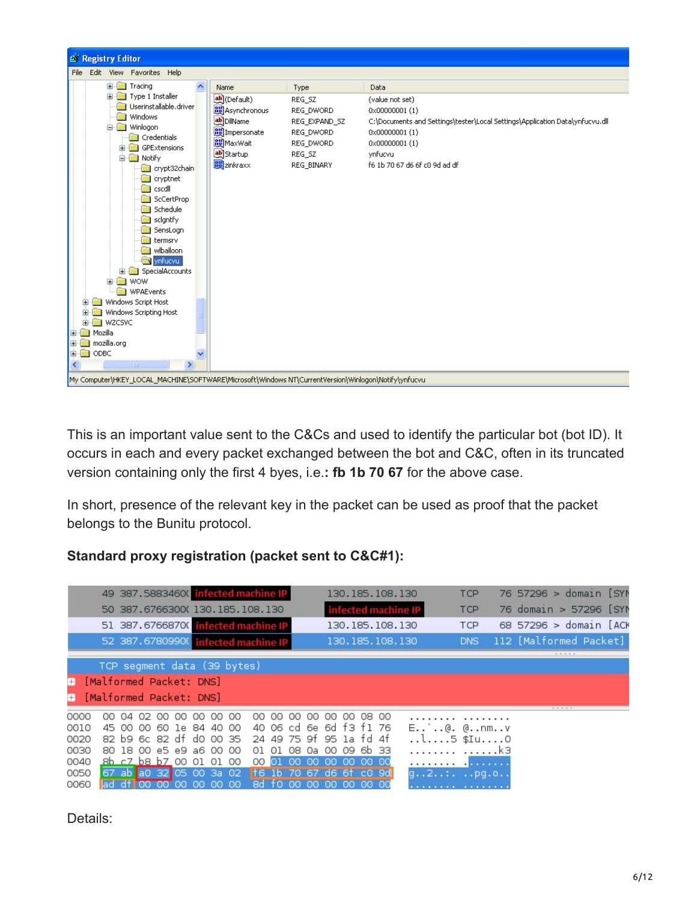This is an important value sent to the C&Cs and used to identify the particular bot (bot ID). It occurs in each and every packet exchanged between the bot and C&C, often in its truncated version containing only the first 4 byes, i.e.: **fb 1b 70 67** for the above case.

In short, presence of the relevant key in the packet can be used as proof that the packet belongs to the Bunitu protocol.

**Standard proxy registration (packet sent to C&C#1):**

Details: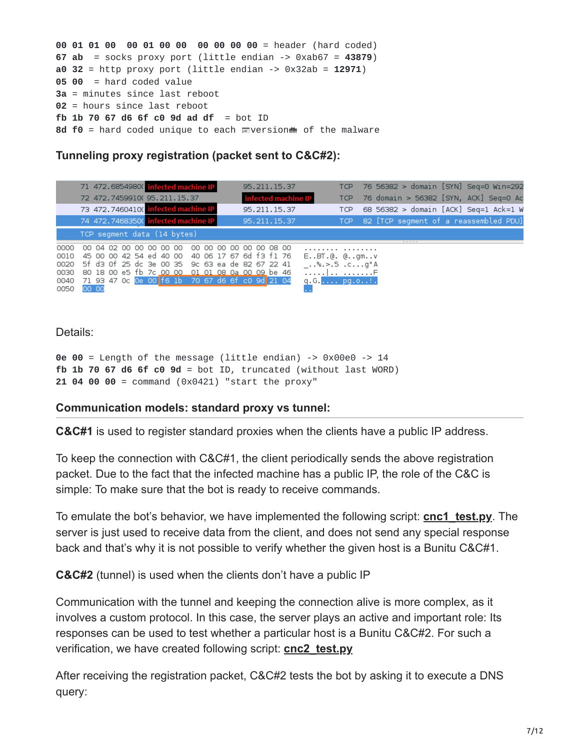```
00 01 01 00  00 01 00 00  00 00 00 00 = header (hard coded)
67 ab  = socks proxy port (little endian -> 0xab67 = 43879)
a0 32 = http proxy port (little endian -> 0x32ab = 12971)
05 00  = hard coded value
3a = minutes since last reboot
02 = hours since last reboot
fb 1b 70 67 d6 6f c0 9d ad df  = bot ID
8d f0 = hard coded unique to each version of the malware
```

### Tunneling proxy registration (packet sent to C&C#2):

```
71 472.6854980( infected machine IP   95.211.15.37          TCP   76 56382 > domain [SYN] Seq=0 Win=292
72 472.7459910( 95.211.15.37          infected machine IP   TCP   76 domain > 56382 [SYN, ACK] Seq=0 Ac
73 472.7460410( infected machine IP   95.211.15.37          TCP   68 56382 > domain [ACK] Seq=1 Ack=1 W
74 472.7468350( infected machine IP   95.211.15.37          TCP   82 [TCP segment of a reassembled PDU]
TCP segment data (14 bytes)

0000  00 04 02 00 00 00 00 00  00 00 00 00 00 00 08 00   ........ ........
0010  45 00 00 42 54 ed 40 00  40 06 17 67 6d f3 f1 76   E..BT.@. @..gm..v
0020  5f d3 0f 25 dc 3e 00 35  9c 63 ea de 82 67 22 41   _..%.>.5 .c...g"A
0030  80 18 00 e5 fb 7c 00 00  01 01 08 0a 00 09 be 46   .....|.. .......F
0040  71 93 47 0c 0e 00 f6 1b  70 67 d6 6f c0 9d 21 04   q.G..... pg.o..!.
0050  00 00                                              ..
```

Details:

```
0e 00 = Length of the message (little endian) -> 0x00e0 -> 14
fb 1b 70 67 d6 6f c0 9d = bot ID, truncated (without last WORD)
21 04 00 00 = command (0x0421) "start the proxy"
```

### Communication models: standard proxy vs tunnel:

**C&C#1** is used to register standard proxies when the clients have a public IP address.

To keep the connection with C&C#1, the client periodically sends the above registration packet. Due to the fact that the infected machine has a public IP, the role of the C&C is simple: To make sure that the bot is ready to receive commands.

To emulate the bot's behavior, we have implemented the following script: **cnc1_test.py**. The server is just used to receive data from the client, and does not send any special response back and that's why it is not possible to verify whether the given host is a Bunitu C&C#1.

**C&C#2** (tunnel) is used when the clients don't have a public IP

Communication with the tunnel and keeping the connection alive is more complex, as it involves a custom protocol. In this case, the server plays an active and important role: Its responses can be used to test whether a particular host is a Bunitu C&C#2. For such a verification, we have created following script: **cnc2_test.py**

After receiving the registration packet, C&C#2 tests the bot by asking it to execute a DNS query: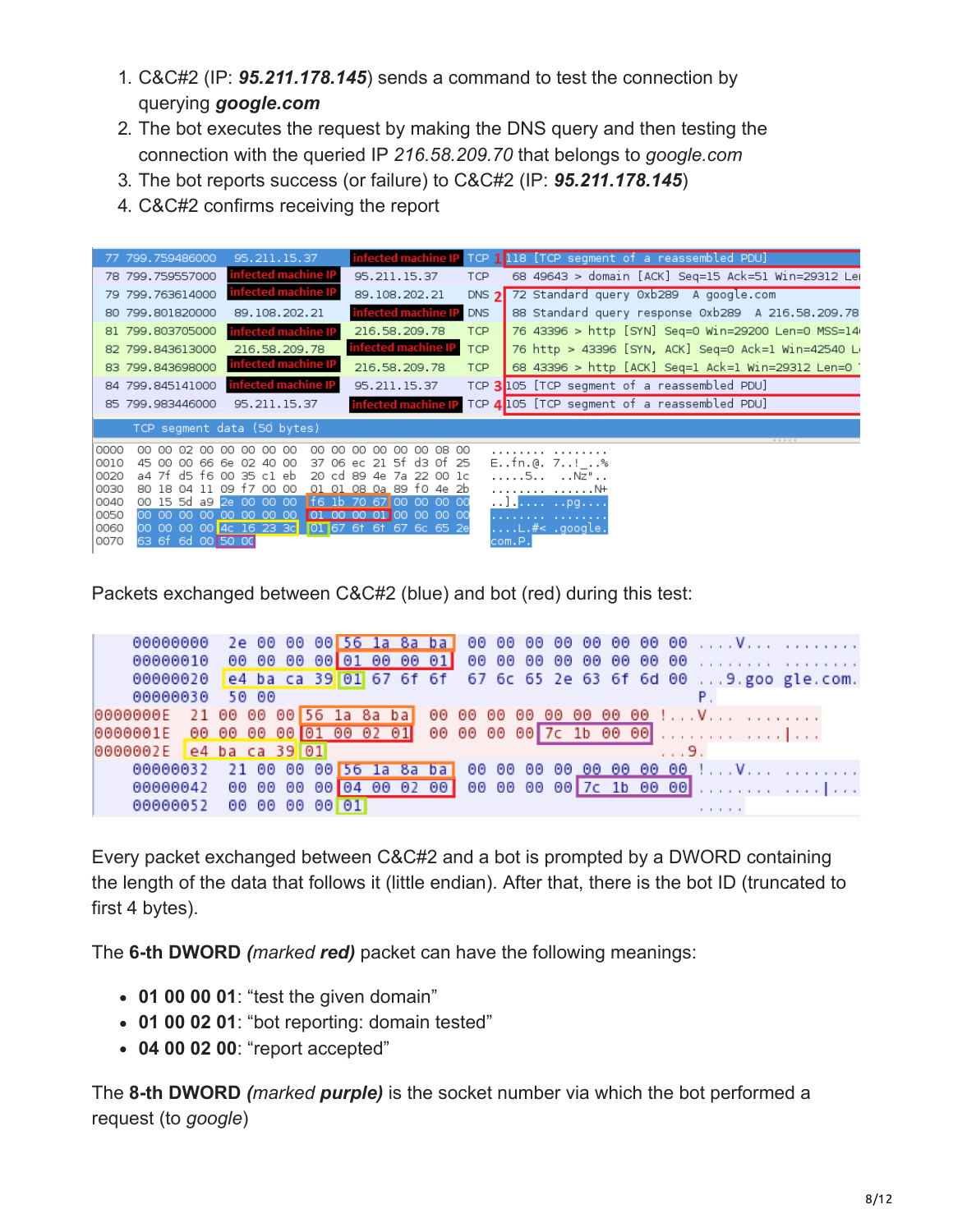1. C&C#2 (IP: ***95.211.178.145***) sends a command to test the connection by querying ***google.com***
2. The bot executes the request by making the DNS query and then testing the connection with the queried IP *216.58.209.70* that belongs to *google.com*
3. The bot reports success (or failure) to C&C#2 (IP: ***95.211.178.145***)
4. C&C#2 confirms receiving the report

```
77 799.759486000  95.211.15.37         infected machine IP  TCP 1 118 [TCP segment of a reassembled PDU]
78 799.759557000  infected machine IP  95.211.15.37         TCP    68 49643 > domain [ACK] Seq=15 Ack=51 Win=29312 Le
79 799.763614000  infected machine IP  89.108.202.21        DNS 2  72 Standard query 0xb289  A google.com
80 799.801820000  89.108.202.21        infected machine IP  DNS    88 Standard query response 0xb289  A 216.58.209.78
81 799.803705000  infected machine IP  216.58.209.78        TCP    76 43396 > http [SYN] Seq=0 Win=29200 Len=0 MSS=14
82 799.843613000  216.58.209.78        infected machine IP  TCP    76 http > 43396 [SYN, ACK] Seq=0 Ack=1 Win=42540 L
83 799.843698000  infected machine IP  216.58.209.78        TCP    68 43396 > http [ACK] Seq=1 Ack=1 Win=29312 Len=0
84 799.845141000  infected machine IP  95.211.15.37         TCP 3 105 [TCP segment of a reassembled PDU]
85 799.983446000  95.211.15.37         infected machine IP  TCP 4 105 [TCP segment of a reassembled PDU]

TCP segment data (50 bytes)

0000  00 00 02 00 00 00 00 00  00 00 00 00 00 00 08 00   ........ ........
0010  45 00 00 66 6e 02 40 00  37 06 ec 21 5f d3 0f 25   E..fn.@. 7..!_..%
0020  a4 7f d5 f6 00 35 c1 eb  20 cd 89 4e 7a 22 00 1c   .....5.. ..Nz"..
0030  80 18 04 11 09 f7 00 00  01 01 08 0a 89 f0 4e 2b   ........ ......N+
0040  00 15 5d a9 2e 00 00 00  f6 1b 70 67 00 00 00 00   ..]..... ..pg....
0050  00 00 00 00 00 00 00 00  01 00 00 01 00 00 00 00   ........ ........
0060  00 00 00 00 4c 16 23 3c  01 67 6f 6f 67 6c 65 2e   ....L.#< .google.
0070  63 6f 6d 00 50 00                                  com.P.
```

Packets exchanged between C&C#2 (blue) and bot (red) during this test:

```
00000000  2e 00 00 00 56 1a 8a ba  00 00 00 00 00 00 00 00  ....V... ........
00000010  00 00 00 00 01 00 00 01  00 00 00 00 00 00 00 00  ........ ........
00000020  e4 ba ca 39 01 67 6f 6f  67 6c 65 2e 63 6f 6d 00  ...9.goo gle.com.
00000030  50 00                                             P.
0000000E  21 00 00 00 56 1a 8a ba  00 00 00 00 00 00 00 00  !...V... ........
0000001E  00 00 00 00 01 00 02 01  00 00 00 00 7c 1b 00 00  ........ ....|...
0000002E  e4 ba ca 39 01                                    ...9.
00000032  21 00 00 00 56 1a 8a ba  00 00 00 00 00 00 00 00  !...V... ........
00000042  00 00 00 00 04 00 02 00  00 00 00 00 7c 1b 00 00  ........ ....|...
00000052  00 00 00 00 01                                    .....
```

Every packet exchanged between C&C#2 and a bot is prompted by a DWORD containing the length of the data that follows it (little endian). After that, there is the bot ID (truncated to first 4 bytes).

The **6-th DWORD** *(marked* ***red)*** packet can have the following meanings:

- **01 00 00 01**: "test the given domain"
- **01 00 02 01**: "bot reporting: domain tested"
- **04 00 02 00**: "report accepted"

The **8-th DWORD** *(marked* ***purple)*** is the socket number via which the bot performed a request (to *google*)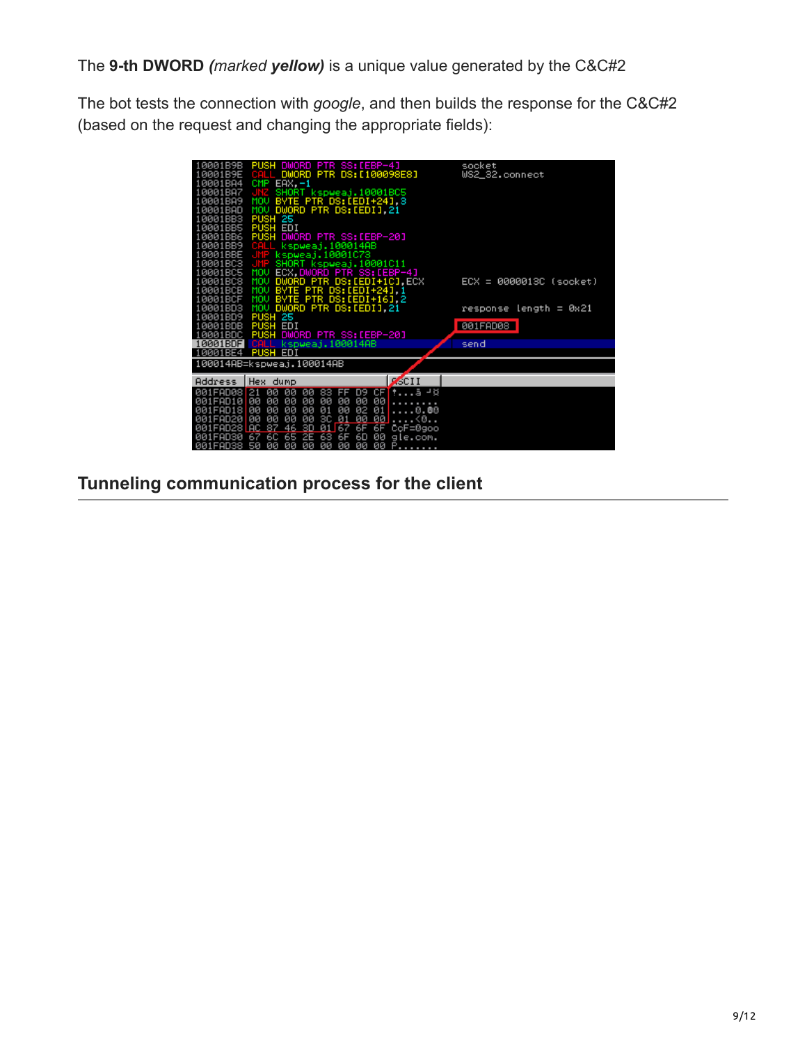The **9-th DWORD** ***(marked yellow)*** is a unique value generated by the C&C#2

The bot tests the connection with *google*, and then builds the response for the C&C#2 (based on the request and changing the appropriate fields):

```
10001B9B PUSH DWORD PTR SS:[EBP-4]              socket
10001B9E CALL DWORD PTR DS:[100098E8]           WS2_32.connect
10001BA4 CMP EAX,-1
10001BA7 JNZ SHORT kspweaj.10001BC5
10001BA9 MOV BYTE PTR DS:[EDI+24],3
10001BAD MOV DWORD PTR DS:[EDI],21
10001BB3 PUSH 25
10001BB5 PUSH EDI
10001BB6 PUSH DWORD PTR SS:[EBP-20]
10001BB9 CALL kspweaj.100014AB
10001BBE JMP kspweaj.10001C73
10001BC3 JMP SHORT kspweaj.10001C11
10001BC5 MOV ECX,DWORD PTR SS:[EBP-4]
10001BC8 MOV DWORD PTR DS:[EDI+1C],ECX          ECX = 0000013C (socket)
10001BCB MOV BYTE PTR DS:[EDI+24],1
10001BCF MOV BYTE PTR DS:[EDI+16],2
10001BD3 MOV DWORD PTR DS:[EDI],21              response length = 0x21
10001BD9 PUSH 25
10001BDB PUSH EDI                               001FAD08
10001BDC PUSH DWORD PTR SS:[EBP-20]
10001BDF CALL kspweaj.100014AB                  send
10001BE4 PUSH EDI
100014AB=kspweaj.100014AB

Address  Hex dump                 ASCII
001FAD08 21 00 00 00 83 FF D9 CF  !...ā ┘Ø
001FAD10 00 00 00 00 00 00 00 00  ........
001FAD18 00 00 00 00 01 00 02 01  ....0.00
001FAD20 00 00 00 00 3C 01 00 00  ....<0..
001FAD28 AC 87 46 3D 01 67 6F 6F  ČçF=0goo
001FAD30 67 6C 65 2E 63 6F 6D 00  gle.com.
001FAD38 50 00 00 00 00 00 00 00  P.......
```

## Tunneling communication process for the client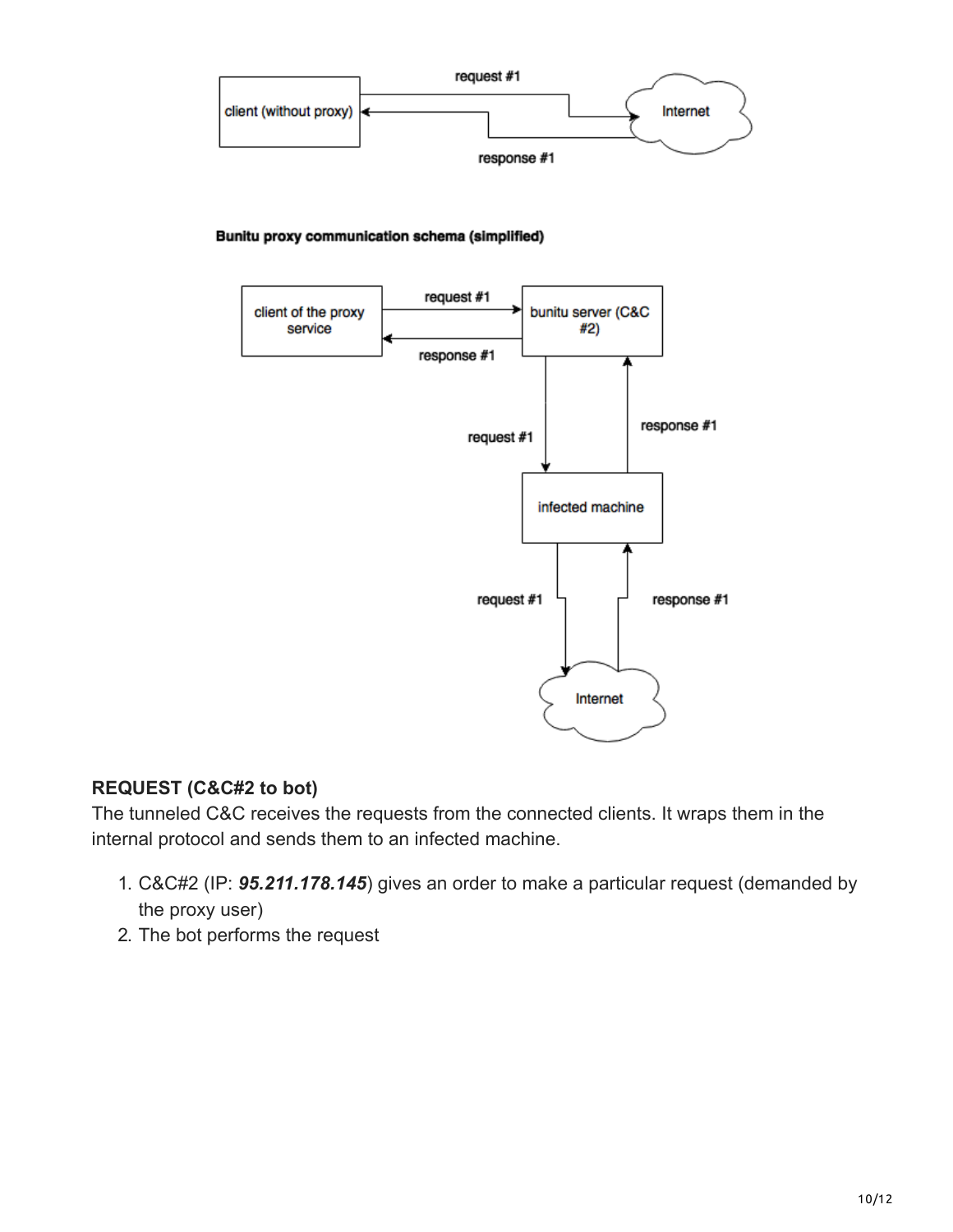**Bunitu proxy communication schema (simplified)**

**REQUEST (C&C#2 to bot)**

The tunneled C&C receives the requests from the connected clients. It wraps them in the internal protocol and sends them to an infected machine.

1. C&C#2 (IP: ***95.211.178.145***) gives an order to make a particular request (demanded by the proxy user)
2. The bot performs the request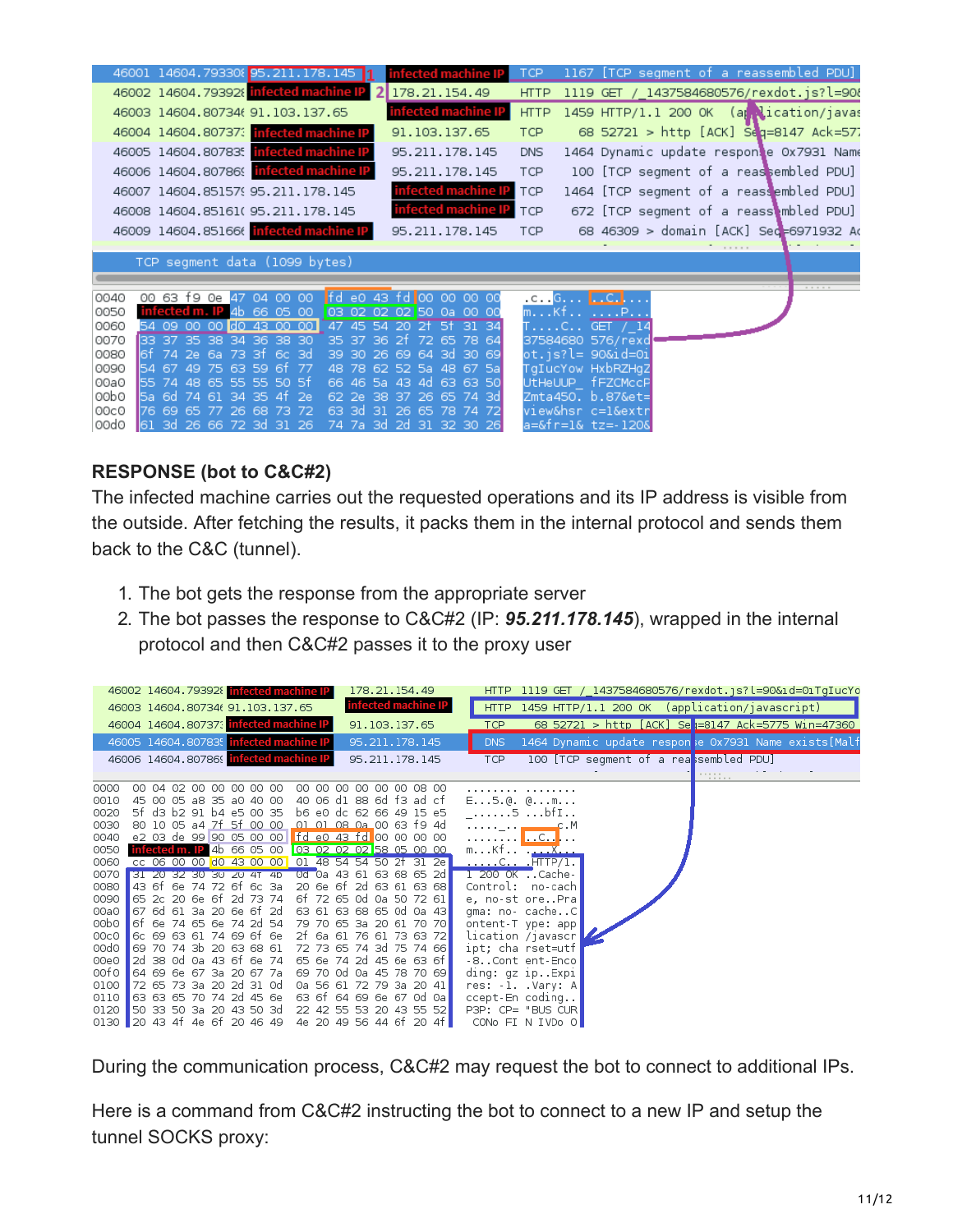**RESPONSE (bot to C&C#2)**

The infected machine carries out the requested operations and its IP address is visible from the outside. After fetching the results, it packs them in the internal protocol and sends them back to the C&C (tunnel).

1. The bot gets the response from the appropriate server
2. The bot passes the response to C&C#2 (IP: ***95.211.178.145***), wrapped in the internal protocol and then C&C#2 passes it to the proxy user

During the communication process, C&C#2 may request the bot to connect to additional IPs.

Here is a command from C&C#2 instructing the bot to connect to a new IP and setup the tunnel SOCKS proxy: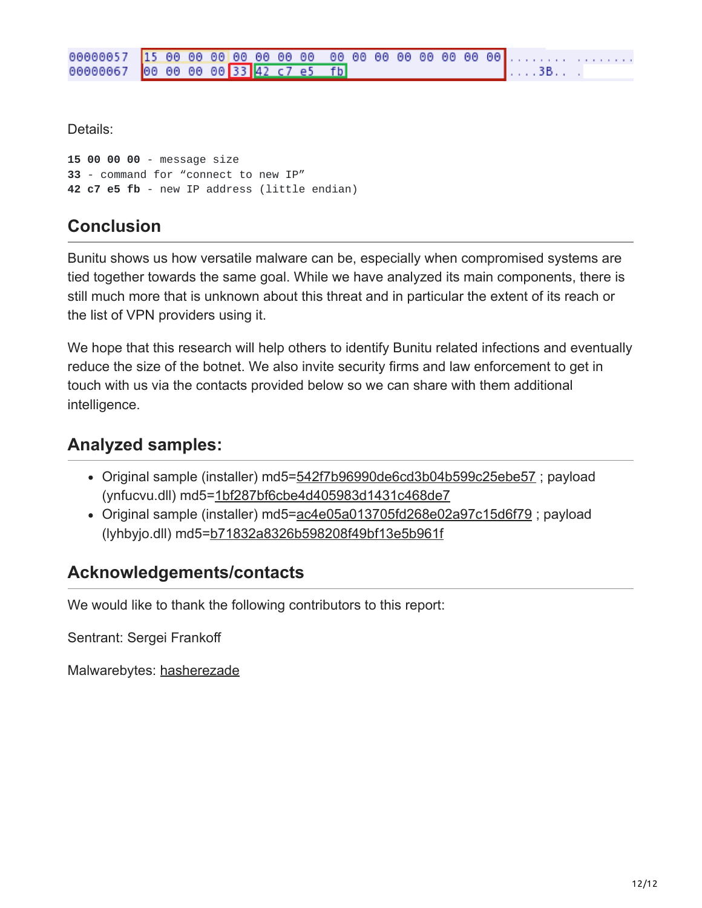```
00000057  15 00 00 00 00 00 00 00  00 00 00 00 00 00 00 00  ........ ........
00000067  00 00 00 00 33 42 c7 e5  fb                       ....3B.. .
```

Details:

```
15 00 00 00 - message size
33 - command for "connect to new IP"
42 c7 e5 fb - new IP address (little endian)
```

## Conclusion

Bunitu shows us how versatile malware can be, especially when compromised systems are tied together towards the same goal. While we have analyzed its main components, there is still much more that is unknown about this threat and in particular the extent of its reach or the list of VPN providers using it.

We hope that this research will help others to identify Bunitu related infections and eventually reduce the size of the botnet. We also invite security firms and law enforcement to get in touch with us via the contacts provided below so we can share with them additional intelligence.

## Analyzed samples:

- Original sample (installer) md5=542f7b96990de6cd3b04b599c25ebe57 ; payload (ynfucvu.dll) md5=1bf287bf6cbe4d405983d1431c468de7
- Original sample (installer) md5=ac4e05a013705fd268e02a97c15d6f79 ; payload (lyhbyjo.dll) md5=b71832a8326b598208f49bf13e5b961f

## Acknowledgements/contacts

We would like to thank the following contributors to this report:

Sentrant: Sergei Frankoff

Malwarebytes: hasherezade